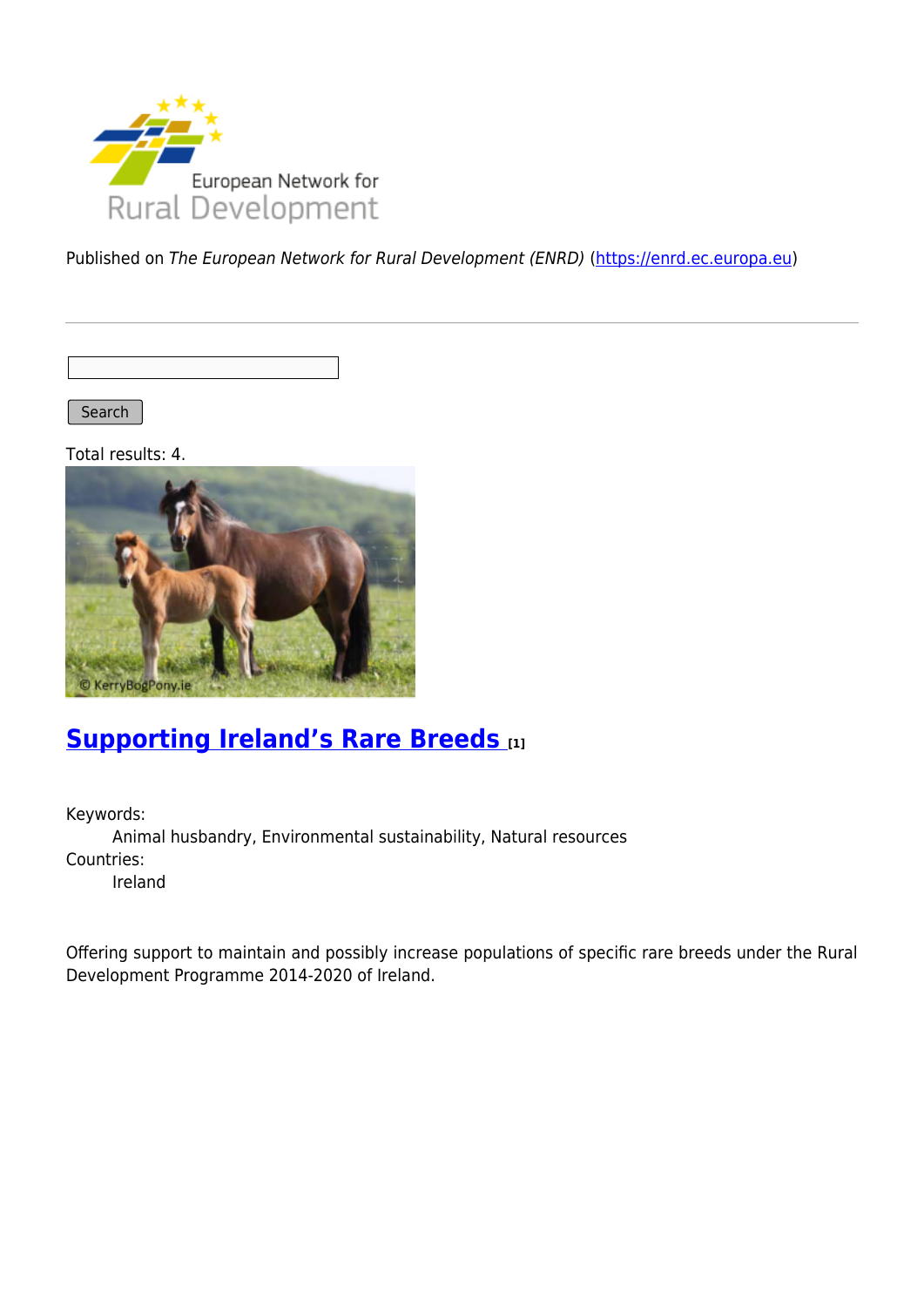Published on *The European Network for Rural Development (ENRD)* (https://enrd.ec.europa.eu)

Search

Total results: 4.

## Supporting Ireland's Rare Breeds [1]

Keywords:
Animal husbandry, Environmental sustainability, Natural resources

Countries:
Ireland

Offering support to maintain and possibly increase populations of specific rare breeds under the Rural Development Programme 2014-2020 of Ireland.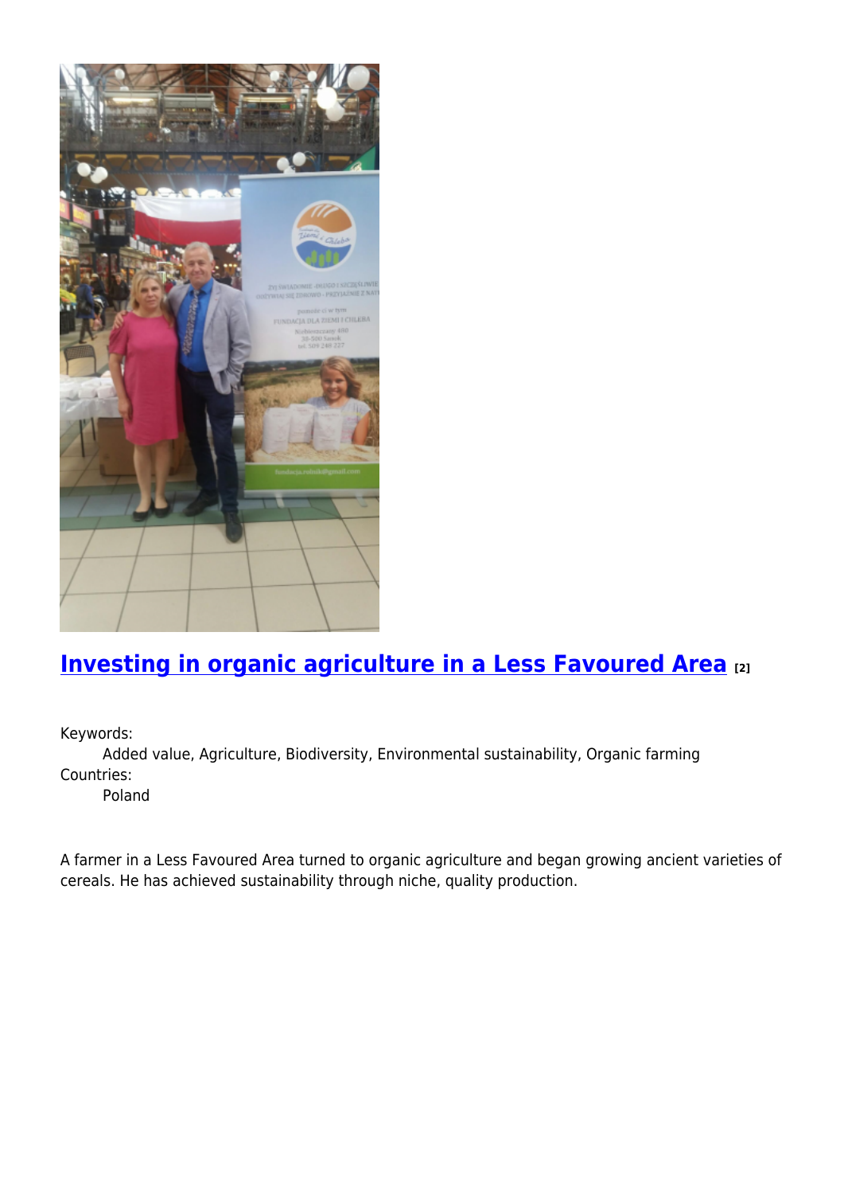## [Investing in organic agriculture in a Less Favoured Area](#) [2]

Keywords:
: Added value, Agriculture, Biodiversity, Environmental sustainability, Organic farming

Countries:
: Poland

A farmer in a Less Favoured Area turned to organic agriculture and began growing ancient varieties of cereals. He has achieved sustainability through niche, quality production.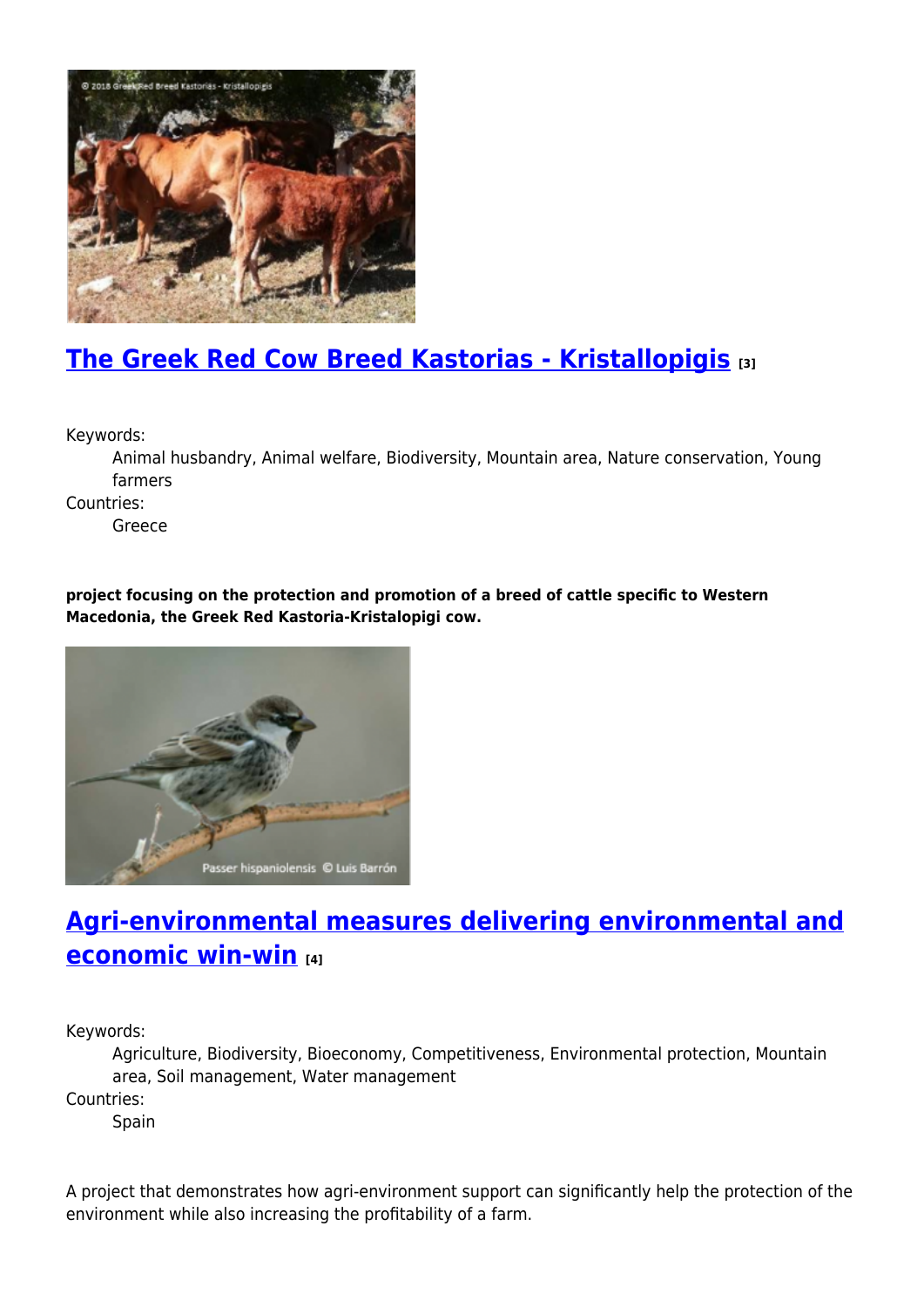## The Greek Red Cow Breed Kastorias - Kristallopigis [3]

Keywords:
: Animal husbandry, Animal welfare, Biodiversity, Mountain area, Nature conservation, Young farmers

Countries:
: Greece

**project focusing on the protection and promotion of a breed of cattle specific to Western Macedonia, the Greek Red Kastoria-Kristalopigi cow.**

## Agri-environmental measures delivering environmental and economic win-win [4]

Keywords:
: Agriculture, Biodiversity, Bioeconomy, Competitiveness, Environmental protection, Mountain area, Soil management, Water management

Countries:
: Spain

A project that demonstrates how agri-environment support can significantly help the protection of the environment while also increasing the profitability of a farm.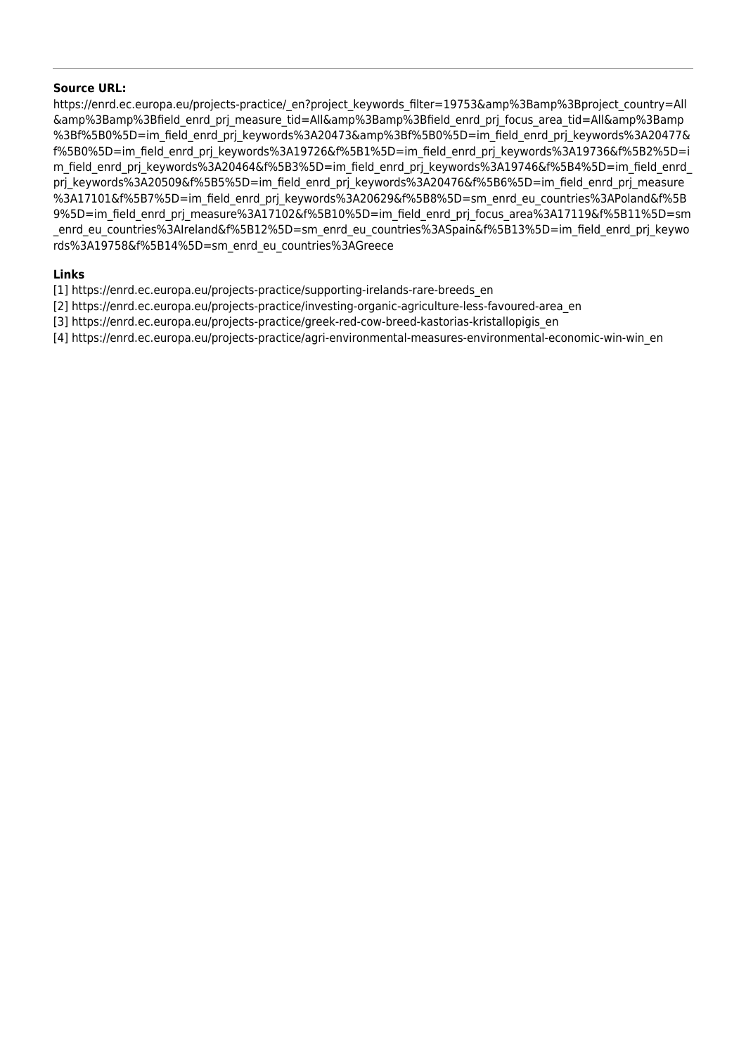**Source URL:**
https://enrd.ec.europa.eu/projects-practice/_en?project_keywords_filter=19753&amp%3Bamp%3Bproject_country=All&amp%3Bamp%3Bfield_enrd_prj_measure_tid=All&amp%3Bamp%3Bfield_enrd_prj_focus_area_tid=All&amp%3Bamp%3Bf%5B0%5D=im_field_enrd_prj_keywords%3A20473&amp%3Bf%5B0%5D=im_field_enrd_prj_keywords%3A20477&f%5B0%5D=im_field_enrd_prj_keywords%3A19726&f%5B1%5D=im_field_enrd_prj_keywords%3A19736&f%5B2%5D=im_field_enrd_prj_keywords%3A20464&f%5B3%5D=im_field_enrd_prj_keywords%3A19746&f%5B4%5D=im_field_enrd_prj_keywords%3A20509&f%5B5%5D=im_field_enrd_prj_keywords%3A20476&f%5B6%5D=im_field_enrd_prj_measure%3A17101&f%5B7%5D=im_field_enrd_prj_keywords%3A20629&f%5B8%5D=sm_enrd_eu_countries%3APoland&f%5B9%5D=im_field_enrd_prj_measure%3A17102&f%5B10%5D=im_field_enrd_prj_focus_area%3A17119&f%5B11%5D=sm_enrd_eu_countries%3AIreland&f%5B12%5D=sm_enrd_eu_countries%3ASpain&f%5B13%5D=im_field_enrd_prj_keywords%3A19758&f%5B14%5D=sm_enrd_eu_countries%3AGreece

**Links**

[1] https://enrd.ec.europa.eu/projects-practice/supporting-irelands-rare-breeds_en
[2] https://enrd.ec.europa.eu/projects-practice/investing-organic-agriculture-less-favoured-area_en
[3] https://enrd.ec.europa.eu/projects-practice/greek-red-cow-breed-kastorias-kristallopigis_en
[4] https://enrd.ec.europa.eu/projects-practice/agri-environmental-measures-environmental-economic-win-win_en